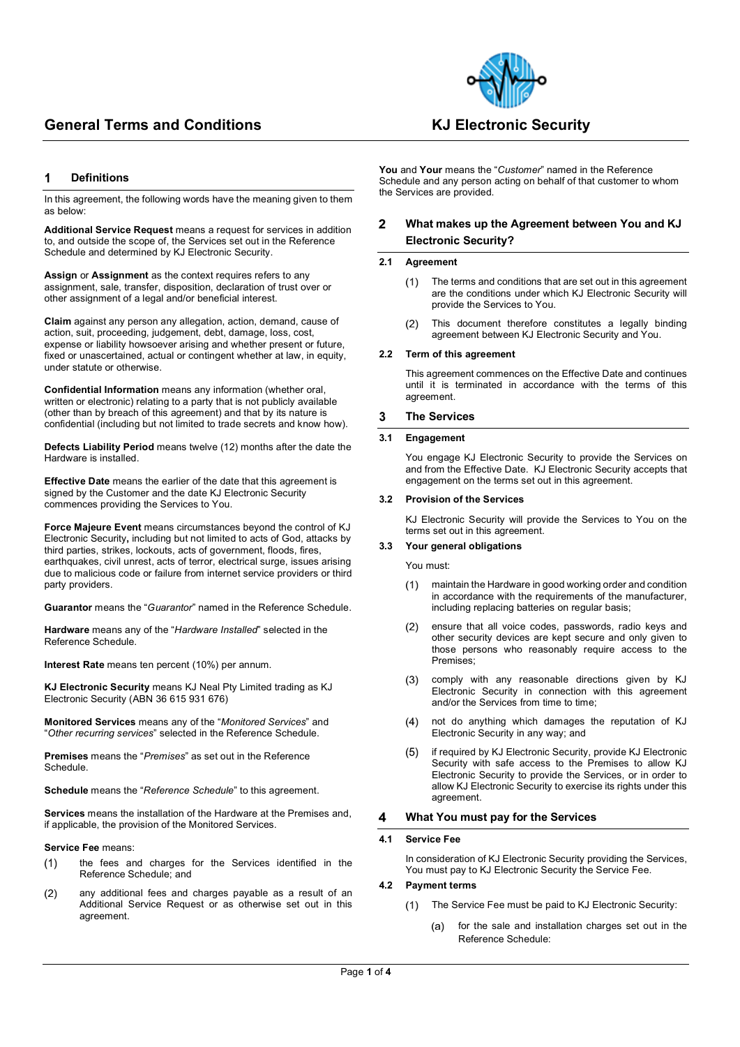# General Terms and Conditions

# KJ Electronic Security

## 1 Definitions

In this agreement, the following words have the meaning given to them as below:

**Additional Service Request** means a request for services in addition to, and outside the scope of, the Services set out in the Reference Schedule and determined by KJ Electronic Security.

**Assign** or **Assignment** as the context requires refers to any assignment, sale, transfer, disposition, declaration of trust over or other assignment of a legal and/or beneficial interest.

**Claim** against any person any allegation, action, demand, cause of action, suit, proceeding, judgement, debt, damage, loss, cost, expense or liability howsoever arising and whether present or future, fixed or unascertained, actual or contingent whether at law, in equity, under statute or otherwise.

**Confidential Information** means any information (whether oral, written or electronic) relating to a party that is not publicly available (other than by breach of this agreement) and that by its nature is confidential (including but not limited to trade secrets and know how).

**Defects Liability Period** means twelve (12) months after the date the Hardware is installed.

**Effective Date** means the earlier of the date that this agreement is signed by the Customer and the date KJ Electronic Security commences providing the Services to You.

**Force Majeure Event** means circumstances beyond the control of KJ Electronic Security**,** including but not limited to acts of God, attacks by third parties, strikes, lockouts, acts of government, floods, fires, earthquakes, civil unrest, acts of terror, electrical surge, issues arising due to malicious code or failure from internet service providers or third party providers.

**Guarantor** means the "*Guarantor*" named in the Reference Schedule.

**Hardware** means any of the "*Hardware Installed*" selected in the Reference Schedule.

**Interest Rate** means ten percent (10%) per annum.

**KJ Electronic Security** means KJ Neal Pty Limited trading as KJ Electronic Security (ABN 36 615 931 676)

**Monitored Services** means any of the "*Monitored Services*" and "*Other recurring services*" selected in the Reference Schedule.

**Premises** means the "*Premises*" as set out in the Reference Schedule.

**Schedule** means the "*Reference Schedule*" to this agreement.

**Services** means the installation of the Hardware at the Premises and, if applicable, the provision of the Monitored Services.

**Service Fee** means:

(1) the fees and charges for the Services identified in the Reference Schedule; and

(2) any additional fees and charges payable as a result of an Additional Service Request or as otherwise set out in this agreement.

**You** and **Your** means the "*Customer*" named in the Reference Schedule and any person acting on behalf of that customer to whom the Services are provided.

## 2 What makes up the Agreement between You and KJ Electronic Security?

### 2.1 Agreement

(1) The terms and conditions that are set out in this agreement are the conditions under which KJ Electronic Security will provide the Services to You.

(2) This document therefore constitutes a legally binding agreement between KJ Electronic Security and You.

### 2.2 Term of this agreement

This agreement commences on the Effective Date and continues until it is terminated in accordance with the terms of this agreement.

## 3 The Services

### 3.1 Engagement

You engage KJ Electronic Security to provide the Services on and from the Effective Date. KJ Electronic Security accepts that engagement on the terms set out in this agreement.

### 3.2 Provision of the Services

KJ Electronic Security will provide the Services to You on the terms set out in this agreement.

### 3.3 Your general obligations

You must:

(1) maintain the Hardware in good working order and condition in accordance with the requirements of the manufacturer, including replacing batteries on regular basis;

(2) ensure that all voice codes, passwords, radio keys and other security devices are kept secure and only given to those persons who reasonably require access to the Premises;

(3) comply with any reasonable directions given by KJ Electronic Security in connection with this agreement and/or the Services from time to time;

(4) not do anything which damages the reputation of KJ Electronic Security in any way; and

(5) if required by KJ Electronic Security, provide KJ Electronic Security with safe access to the Premises to allow KJ Electronic Security to provide the Services, or in order to allow KJ Electronic Security to exercise its rights under this agreement.

## 4 What You must pay for the Services

### 4.1 Service Fee

In consideration of KJ Electronic Security providing the Services, You must pay to KJ Electronic Security the Service Fee.

### 4.2 Payment terms

(1) The Service Fee must be paid to KJ Electronic Security:

(a) for the sale and installation charges set out in the Reference Schedule: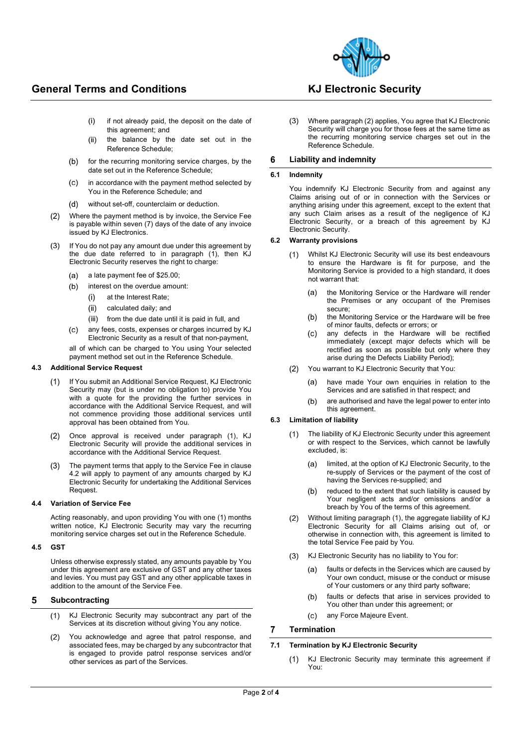(i) if not already paid, the deposit on the date of this agreement; and

(ii) the balance by the date set out in the Reference Schedule;

(b) for the recurring monitoring service charges, by the date set out in the Reference Schedule;

(c) in accordance with the payment method selected by You in the Reference Schedule; and

(d) without set-off, counterclaim or deduction.

(2) Where the payment method is by invoice, the Service Fee is payable within seven (7) days of the date of any invoice issued by KJ Electronics.

(3) If You do not pay any amount due under this agreement by the due date referred to in paragraph (1), then KJ Electronic Security reserves the right to charge:

(a) a late payment fee of $25.00;

(b) interest on the overdue amount:

(i) at the Interest Rate;

(ii) calculated daily; and

(iii) from the due date until it is paid in full, and

(c) any fees, costs, expenses or charges incurred by KJ Electronic Security as a result of that non-payment,

all of which can be charged to You using Your selected payment method set out in the Reference Schedule.

### 4.3 Additional Service Request

(1) If You submit an Additional Service Request, KJ Electronic Security may (but is under no obligation to) provide You with a quote for the providing the further services in accordance with the Additional Service Request, and will not commence providing those additional services until approval has been obtained from You.

(2) Once approval is received under paragraph (1), KJ Electronic Security will provide the additional services in accordance with the Additional Service Request.

(3) The payment terms that apply to the Service Fee in clause 4.2 will apply to payment of any amounts charged by KJ Electronic Security for undertaking the Additional Services Request.

### 4.4 Variation of Service Fee

Acting reasonably, and upon providing You with one (1) months written notice, KJ Electronic Security may vary the recurring monitoring service charges set out in the Reference Schedule.

### 4.5 GST

Unless otherwise expressly stated, any amounts payable by You under this agreement are exclusive of GST and any other taxes and levies. You must pay GST and any other applicable taxes in addition to the amount of the Service Fee.

## 5 Subcontracting

(1) KJ Electronic Security may subcontract any part of the Services at its discretion without giving You any notice.

(2) You acknowledge and agree that patrol response, and associated fees, may be charged by any subcontractor that is engaged to provide patrol response services and/or other services as part of the Services.

(3) Where paragraph (2) applies, You agree that KJ Electronic Security will charge you for those fees at the same time as the recurring monitoring service charges set out in the Reference Schedule.

## 6 Liability and indemnity

### 6.1 Indemnity

You indemnify KJ Electronic Security from and against any Claims arising out of or in connection with the Services or anything arising under this agreement, except to the extent that any such Claim arises as a result of the negligence of KJ Electronic Security, or a breach of this agreement by KJ Electronic Security.

### 6.2 Warranty provisions

(1) Whilst KJ Electronic Security will use its best endeavours to ensure the Hardware is fit for purpose, and the Monitoring Service is provided to a high standard, it does not warrant that:

(a) the Monitoring Service or the Hardware will render the Premises or any occupant of the Premises secure;

(b) the Monitoring Service or the Hardware will be free of minor faults, defects or errors; or

(c) any defects in the Hardware will be rectified immediately (except major defects which will be rectified as soon as possible but only where they arise during the Defects Liability Period);

(2) You warrant to KJ Electronic Security that You:

(a) have made Your own enquiries in relation to the Services and are satisfied in that respect; and

(b) are authorised and have the legal power to enter into this agreement.

### 6.3 Limitation of liability

(1) The liability of KJ Electronic Security under this agreement or with respect to the Services, which cannot be lawfully excluded, is:

(a) limited, at the option of KJ Electronic Security, to the re-supply of Services or the payment of the cost of having the Services re-supplied; and

(b) reduced to the extent that such liability is caused by Your negligent acts and/or omissions and/or a breach by You of the terms of this agreement.

(2) Without limiting paragraph (1), the aggregate liability of KJ Electronic Security for all Claims arising out of, or otherwise in connection with, this agreement is limited to the total Service Fee paid by You.

(3) KJ Electronic Security has no liability to You for:

(a) faults or defects in the Services which are caused by Your own conduct, misuse or the conduct or misuse of Your customers or any third party software;

(b) faults or defects that arise in services provided to You other than under this agreement; or

(c) any Force Majeure Event.

## 7 Termination

### 7.1 Termination by KJ Electronic Security

(1) KJ Electronic Security may terminate this agreement if You: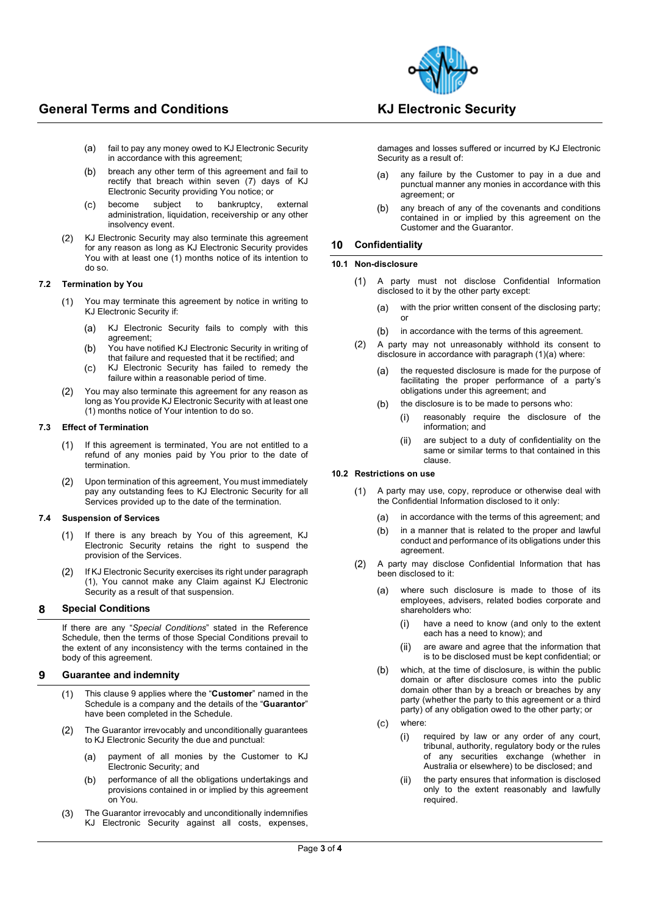(a) fail to pay any money owed to KJ Electronic Security in accordance with this agreement;

(b) breach any other term of this agreement and fail to rectify that breach within seven (7) days of KJ Electronic Security providing You notice; or

(c) become subject to bankruptcy, external administration, liquidation, receivership or any other insolvency event.

(2) KJ Electronic Security may also terminate this agreement for any reason as long as KJ Electronic Security provides You with at least one (1) months notice of its intention to do so.

### 7.2 Termination by You

(1) You may terminate this agreement by notice in writing to KJ Electronic Security if:

(a) KJ Electronic Security fails to comply with this agreement;

(b) You have notified KJ Electronic Security in writing of that failure and requested that it be rectified; and

(c) KJ Electronic Security has failed to remedy the failure within a reasonable period of time.

(2) You may also terminate this agreement for any reason as long as You provide KJ Electronic Security with at least one (1) months notice of Your intention to do so.

### 7.3 Effect of Termination

(1) If this agreement is terminated, You are not entitled to a refund of any monies paid by You prior to the date of termination.

(2) Upon termination of this agreement, You must immediately pay any outstanding fees to KJ Electronic Security for all Services provided up to the date of the termination.

### 7.4 Suspension of Services

(1) If there is any breach by You of this agreement, KJ Electronic Security retains the right to suspend the provision of the Services.

(2) If KJ Electronic Security exercises its right under paragraph (1), You cannot make any Claim against KJ Electronic Security as a result of that suspension.

## 8 Special Conditions

If there are any "*Special Conditions*" stated in the Reference Schedule, then the terms of those Special Conditions prevail to the extent of any inconsistency with the terms contained in the body of this agreement.

## 9 Guarantee and indemnity

(1) This clause 9 applies where the "**Customer**" named in the Schedule is a company and the details of the "**Guarantor**" have been completed in the Schedule.

(2) The Guarantor irrevocably and unconditionally guarantees to KJ Electronic Security the due and punctual:

(a) payment of all monies by the Customer to KJ Electronic Security; and

(b) performance of all the obligations undertakings and provisions contained in or implied by this agreement on You.

(3) The Guarantor irrevocably and unconditionally indemnifies KJ Electronic Security against all costs, expenses, damages and losses suffered or incurred by KJ Electronic Security as a result of:

(a) any failure by the Customer to pay in a due and punctual manner any monies in accordance with this agreement; or

(b) any breach of any of the covenants and conditions contained in or implied by this agreement on the Customer and the Guarantor.

## 10 Confidentiality

### 10.1 Non-disclosure

(1) A party must not disclose Confidential Information disclosed to it by the other party except:

(a) with the prior written consent of the disclosing party; or

(b) in accordance with the terms of this agreement.

(2) A party may not unreasonably withhold its consent to disclosure in accordance with paragraph (1)(a) where:

(a) the requested disclosure is made for the purpose of facilitating the proper performance of a party's obligations under this agreement; and

(b) the disclosure is to be made to persons who:

(i) reasonably require the disclosure of the information; and

(ii) are subject to a duty of confidentiality on the same or similar terms to that contained in this clause.

### 10.2 Restrictions on use

(1) A party may use, copy, reproduce or otherwise deal with the Confidential Information disclosed to it only:

(a) in accordance with the terms of this agreement; and

(b) in a manner that is related to the proper and lawful conduct and performance of its obligations under this agreement.

(2) A party may disclose Confidential Information that has been disclosed to it:

(a) where such disclosure is made to those of its employees, advisers, related bodies corporate and shareholders who:

(i) have a need to know (and only to the extent each has a need to know); and

(ii) are aware and agree that the information that is to be disclosed must be kept confidential; or

(b) which, at the time of disclosure, is within the public domain or after disclosure comes into the public domain other than by a breach or breaches by any party (whether the party to this agreement or a third party) of any obligation owed to the other party; or

(c) where:

(i) required by law or any order of any court, tribunal, authority, regulatory body or the rules of any securities exchange (whether in Australia or elsewhere) to be disclosed; and

(ii) the party ensures that information is disclosed only to the extent reasonably and lawfully required.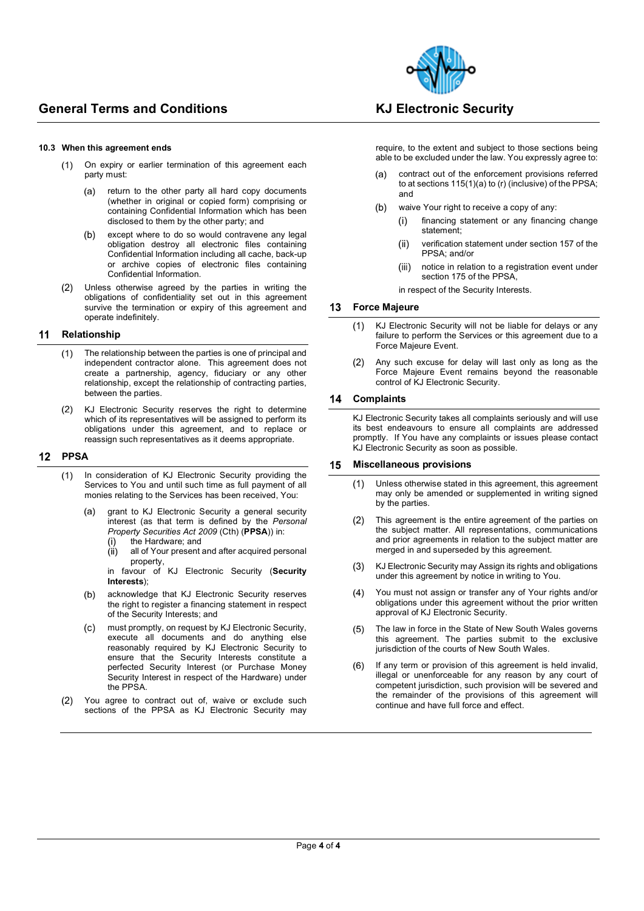### 10.3 When this agreement ends

(1) On expiry or earlier termination of this agreement each party must:

  (a) return to the other party all hard copy documents (whether in original or copied form) comprising or containing Confidential Information which has been disclosed to them by the other party; and

  (b) except where to do so would contravene any legal obligation destroy all electronic files containing Confidential Information including all cache, back-up or archive copies of electronic files containing Confidential Information.

(2) Unless otherwise agreed by the parties in writing the obligations of confidentiality set out in this agreement survive the termination or expiry of this agreement and operate indefinitely.

## 11 Relationship

(1) The relationship between the parties is one of principal and independent contractor alone. This agreement does not create a partnership, agency, fiduciary or any other relationship, except the relationship of contracting parties, between the parties.

(2) KJ Electronic Security reserves the right to determine which of its representatives will be assigned to perform its obligations under this agreement, and to replace or reassign such representatives as it deems appropriate.

## 12 PPSA

(1) In consideration of KJ Electronic Security providing the Services to You and until such time as full payment of all monies relating to the Services has been received, You:

  (a) grant to KJ Electronic Security a general security interest (as that term is defined by the *Personal Property Securities Act 2009* (Cth) (**PPSA**)) in:
    (i) the Hardware; and
    (ii) all of Your present and after acquired personal property,

  in favour of KJ Electronic Security (**Security Interests**);

  (b) acknowledge that KJ Electronic Security reserves the right to register a financing statement in respect of the Security Interests; and

  (c) must promptly, on request by KJ Electronic Security, execute all documents and do anything else reasonably required by KJ Electronic Security to ensure that the Security Interests constitute a perfected Security Interest (or Purchase Money Security Interest in respect of the Hardware) under the PPSA.

(2) You agree to contract out of, waive or exclude such sections of the PPSA as KJ Electronic Security may require, to the extent and subject to those sections being able to be excluded under the law. You expressly agree to:

  (a) contract out of the enforcement provisions referred to at sections 115(1)(a) to (r) (inclusive) of the PPSA; and

  (b) waive Your right to receive a copy of any:
    (i) financing statement or any financing change statement;
    (ii) verification statement under section 157 of the PPSA; and/or
    (iii) notice in relation to a registration event under section 175 of the PPSA,

  in respect of the Security Interests.

## 13 Force Majeure

(1) KJ Electronic Security will not be liable for delays or any failure to perform the Services or this agreement due to a Force Majeure Event.

(2) Any such excuse for delay will last only as long as the Force Majeure Event remains beyond the reasonable control of KJ Electronic Security.

## 14 Complaints

KJ Electronic Security takes all complaints seriously and will use its best endeavours to ensure all complaints are addressed promptly. If You have any complaints or issues please contact KJ Electronic Security as soon as possible.

## 15 Miscellaneous provisions

(1) Unless otherwise stated in this agreement, this agreement may only be amended or supplemented in writing signed by the parties.

(2) This agreement is the entire agreement of the parties on the subject matter. All representations, communications and prior agreements in relation to the subject matter are merged in and superseded by this agreement.

(3) KJ Electronic Security may Assign its rights and obligations under this agreement by notice in writing to You.

(4) You must not assign or transfer any of Your rights and/or obligations under this agreement without the prior written approval of KJ Electronic Security.

(5) The law in force in the State of New South Wales governs this agreement. The parties submit to the exclusive jurisdiction of the courts of New South Wales.

(6) If any term or provision of this agreement is held invalid, illegal or unenforceable for any reason by any court of competent jurisdiction, such provision will be severed and the remainder of the provisions of this agreement will continue and have full force and effect.